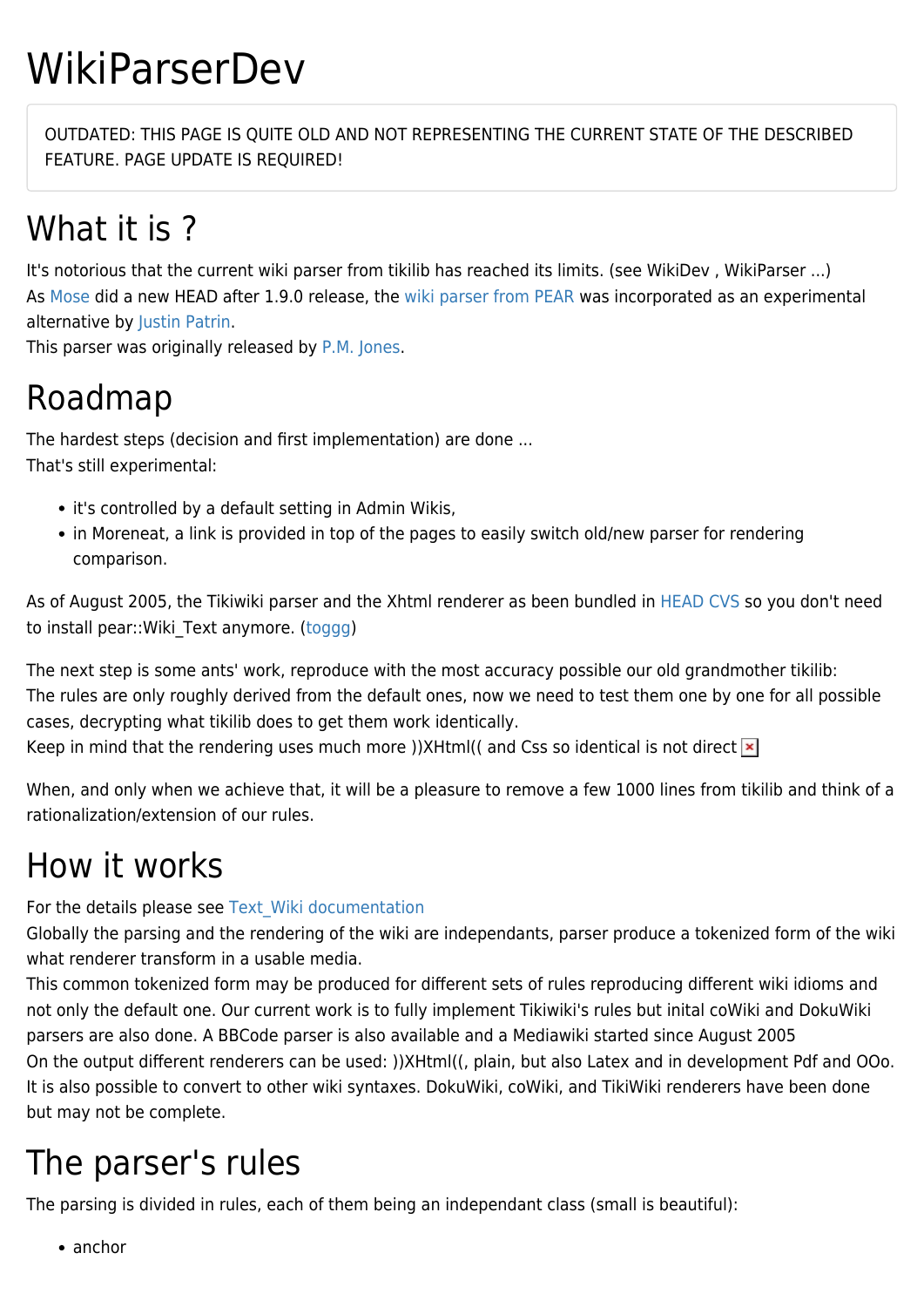# WikiParserDev

OUTDATED: THIS PAGE IS QUITE OLD AND NOT REPRESENTING THE CURRENT STATE OF THE DESCRIBED FEATURE. PAGE UPDATE IS REQUIRED!

## What it is ?

It's notorious that the current wiki parser from tikilib has reached its limits. (see WikiDev , WikiParser ...)
As Mose did a new HEAD after 1.9.0 release, the wiki parser from PEAR was incorporated as an experimental alternative by Justin Patrin.
This parser was originally released by P.M. Jones.

## Roadmap

The hardest steps (decision and first implementation) are done ...
That's still experimental:

- it's controlled by a default setting in Admin Wikis,
- in Moreneat, a link is provided in top of the pages to easily switch old/new parser for rendering comparison.

As of August 2005, the Tikiwiki parser and the Xhtml renderer as been bundled in HEAD CVS so you don't need to install pear::Wiki_Text anymore. (toggg)

The next step is some ants' work, reproduce with the most accuracy possible our old grandmother tikilib:
The rules are only roughly derived from the default ones, now we need to test them one by one for all possible cases, decrypting what tikilib does to get them work identically.
Keep in mind that the rendering uses much more ))XHtml(( and Css so identical is not direct

When, and only when we achieve that, it will be a pleasure to remove a few 1000 lines from tikilib and think of a rationalization/extension of our rules.

## How it works

For the details please see Text_Wiki documentation
Globally the parsing and the rendering of the wiki are independants, parser produce a tokenized form of the wiki what renderer transform in a usable media.
This common tokenized form may be produced for different sets of rules reproducing different wiki idioms and not only the default one. Our current work is to fully implement Tikiwiki's rules but inital coWiki and DokuWiki parsers are also done. A BBCode parser is also available and a Mediawiki started since August 2005
On the output different renderers can be used: ))XHtml((, plain, but also Latex and in development Pdf and OOo.
It is also possible to convert to other wiki syntaxes. DokuWiki, coWiki, and TikiWiki renderers have been done but may not be complete.

## The parser's rules

The parsing is divided in rules, each of them being an independant class (small is beautiful):

- anchor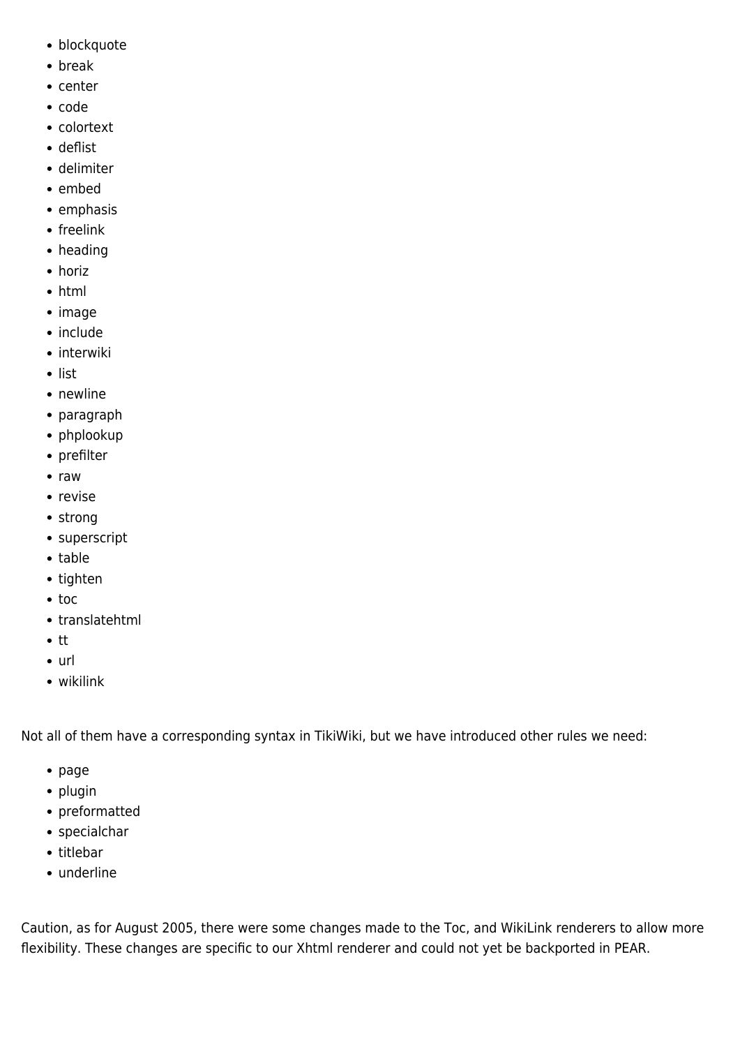- blockquote
- break
- center
- code
- colortext
- deflist
- delimiter
- embed
- emphasis
- freelink
- heading
- horiz
- html
- image
- include
- interwiki
- list
- newline
- paragraph
- phplookup
- prefilter
- raw
- revise
- strong
- superscript
- table
- tighten
- toc
- translatehtml
- tt
- url
- wikilink

Not all of them have a corresponding syntax in TikiWiki, but we have introduced other rules we need:

- page
- plugin
- preformatted
- specialchar
- titlebar
- underline

Caution, as for August 2005, there were some changes made to the Toc, and WikiLink renderers to allow more flexibility. These changes are specific to our Xhtml renderer and could not yet be backported in PEAR.